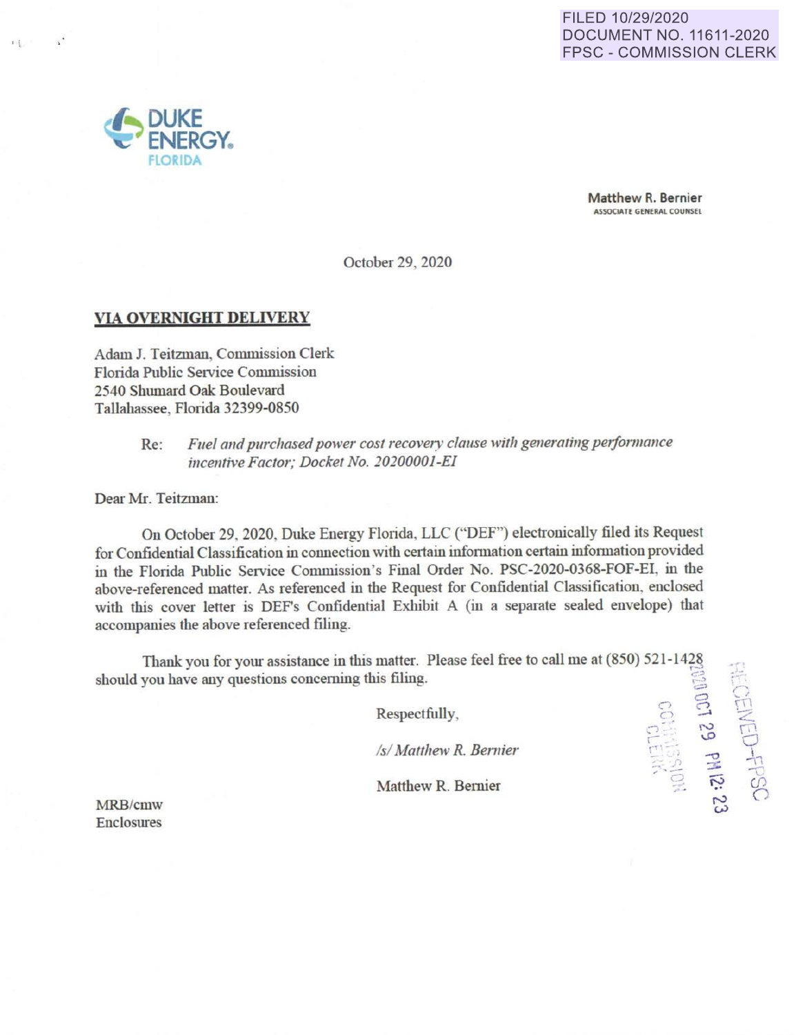FILED 10/29/2020
DOCUMENT NO. 11611-2020
FPSC - COMMISSION CLERK

DUKE ENERGY.
FLORIDA

**Matthew R. Bernier**
ASSOCIATE GENERAL COUNSEL

October 29, 2020

**VIA OVERNIGHT DELIVERY**

Adam J. Teitzman, Commission Clerk
Florida Public Service Commission
2540 Shumard Oak Boulevard
Tallahassee, Florida 32399-0850

Re: *Fuel and purchased power cost recovery clause with generating performance incentive Factor; Docket No. 20200001-EI*

Dear Mr. Teitzman:

On October 29, 2020, Duke Energy Florida, LLC ("DEF") electronically filed its Request for Confidential Classification in connection with certain information certain information provided in the Florida Public Service Commission's Final Order No. PSC-2020-0368-FOF-EI, in the above-referenced matter. As referenced in the Request for Confidential Classification, enclosed with this cover letter is DEF's Confidential Exhibit A (in a separate sealed envelope) that accompanies the above referenced filing.

Thank you for your assistance in this matter. Please feel free to call me at (850) 521-1428 should you have any questions concerning this filing.

Respectfully,

*/s/ Matthew R. Bernier*

Matthew R. Bernier

MRB/cmw
Enclosures

RECEIVED-FPSC
2020 OCT 29 PM 12: 23
COMMISSION CLERK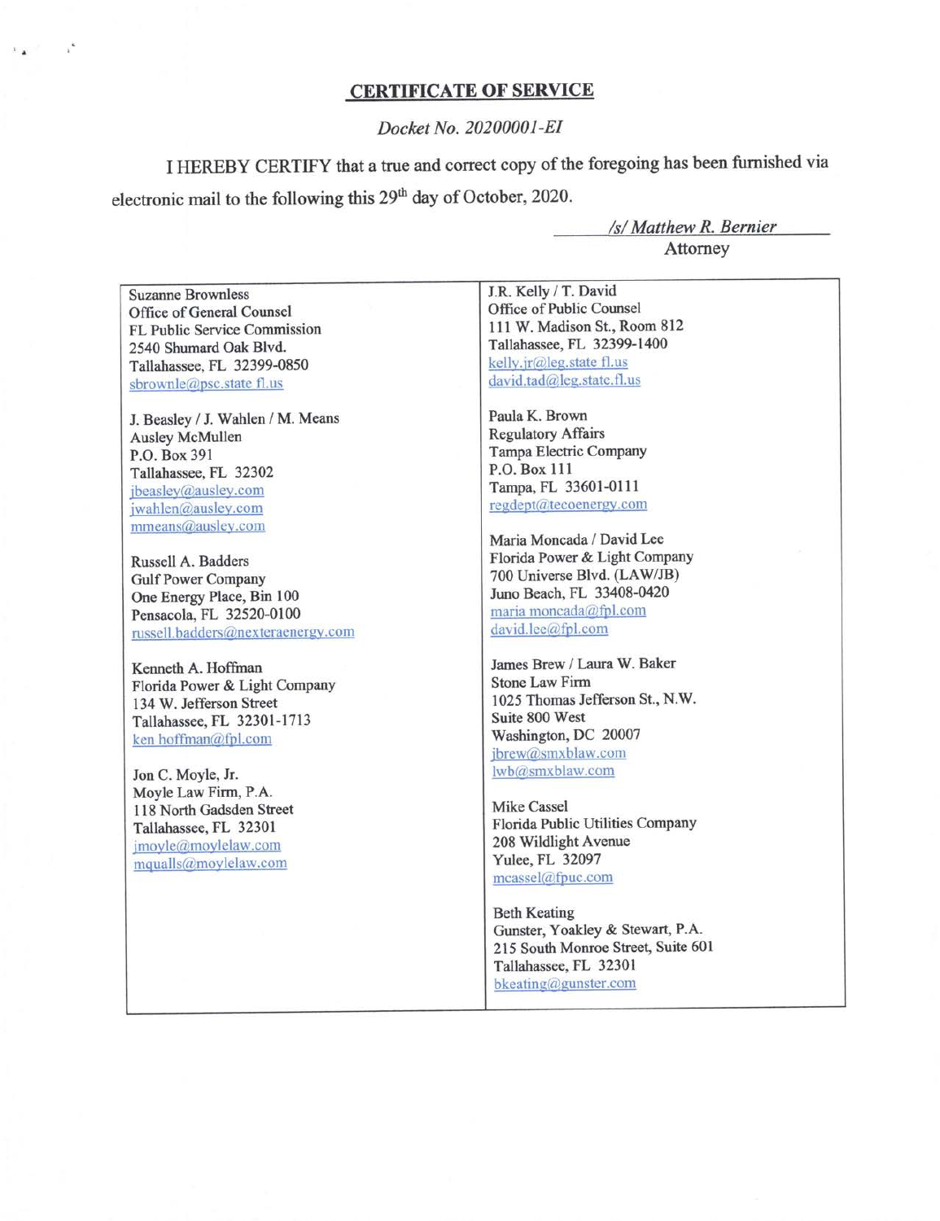## CERTIFICATE OF SERVICE

*Docket No. 20200001-EI*

I HEREBY CERTIFY that a true and correct copy of the foregoing has been furnished via electronic mail to the following this 29th day of October, 2020.

*/s/ Matthew R. Bernier*
Attorney

| | |
|---|---|
| Suzanne Brownless<br>Office of General Counsel<br>FL Public Service Commission<br>2540 Shumard Oak Blvd.<br>Tallahassee, FL 32399-0850<br>sbrownle@psc.state.fl.us<br><br>J. Beasley / J. Wahlen / M. Means<br>Ausley McMullen<br>P.O. Box 391<br>Tallahassee, FL 32302<br>jbeasley@ausley.com<br>jwahlen@ausley.com<br>mmeans@ausley.com<br><br>Russell A. Badders<br>Gulf Power Company<br>One Energy Place, Bin 100<br>Pensacola, FL 32520-0100<br>russell.badders@nexteraenergy.com<br><br>Kenneth A. Hoffman<br>Florida Power & Light Company<br>134 W. Jefferson Street<br>Tallahassee, FL 32301-1713<br>ken.hoffman@fpl.com<br><br>Jon C. Moyle, Jr.<br>Moyle Law Firm, P.A.<br>118 North Gadsden Street<br>Tallahassee, FL 32301<br>jmoyle@moylelaw.com<br>mqualls@moylelaw.com | J.R. Kelly / T. David<br>Office of Public Counsel<br>111 W. Madison St., Room 812<br>Tallahassee, FL 32399-1400<br>kelly.jr@leg.state.fl.us<br>david.tad@leg.state.fl.us<br><br>Paula K. Brown<br>Regulatory Affairs<br>Tampa Electric Company<br>P.O. Box 111<br>Tampa, FL 33601-0111<br>regdept@tecoenergy.com<br><br>Maria Moncada / David Lee<br>Florida Power & Light Company<br>700 Universe Blvd. (LAW/JB)<br>Juno Beach, FL 33408-0420<br>maria.moncada@fpl.com<br>david.lee@fpl.com<br><br>James Brew / Laura W. Baker<br>Stone Law Firm<br>1025 Thomas Jefferson St., N.W.<br>Suite 800 West<br>Washington, DC 20007<br>jbrew@smxblaw.com<br>lwb@smxblaw.com<br><br>Mike Cassel<br>Florida Public Utilities Company<br>208 Wildlight Avenue<br>Yulee, FL 32097<br>mcassel@fpuc.com<br><br>Beth Keating<br>Gunster, Yoakley & Stewart, P.A.<br>215 South Monroe Street, Suite 601<br>Tallahassee, FL 32301<br>bkeating@gunster.com |